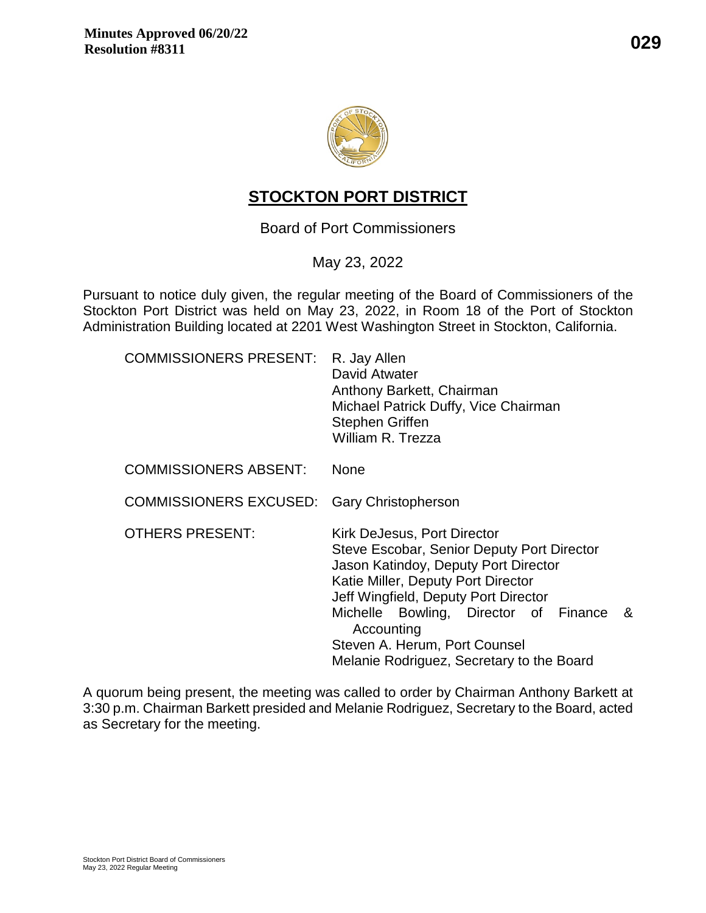**Minutes Approved 06/20/22**
**Resolution #8311**

# STOCKTON PORT DISTRICT

Board of Port Commissioners

May 23, 2022

Pursuant to notice duly given, the regular meeting of the Board of Commissioners of the Stockton Port District was held on May 23, 2022, in Room 18 of the Port of Stockton Administration Building located at 2201 West Washington Street in Stockton, California.

| | |
|---|---|
| COMMISSIONERS PRESENT: | R. Jay Allen<br>David Atwater<br>Anthony Barkett, Chairman<br>Michael Patrick Duffy, Vice Chairman<br>Stephen Griffen<br>William R. Trezza |
| COMMISSIONERS ABSENT: | None |
| COMMISSIONERS EXCUSED: | Gary Christopherson |
| OTHERS PRESENT: | Kirk DeJesus, Port Director<br>Steve Escobar, Senior Deputy Port Director<br>Jason Katindoy, Deputy Port Director<br>Katie Miller, Deputy Port Director<br>Jeff Wingfield, Deputy Port Director<br>Michelle Bowling, Director of Finance & Accounting<br>Steven A. Herum, Port Counsel<br>Melanie Rodriguez, Secretary to the Board |

A quorum being present, the meeting was called to order by Chairman Anthony Barkett at 3:30 p.m. Chairman Barkett presided and Melanie Rodriguez, Secretary to the Board, acted as Secretary for the meeting.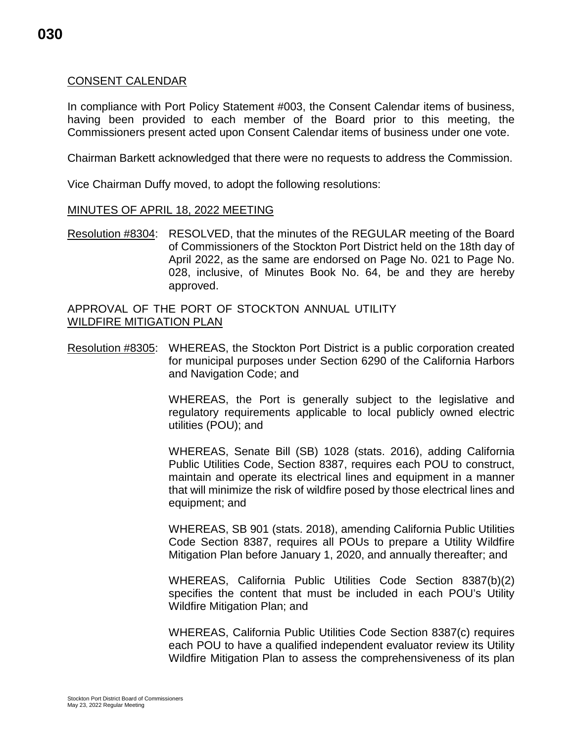CONSENT CALENDAR

In compliance with Port Policy Statement #003, the Consent Calendar items of business, having been provided to each member of the Board prior to this meeting, the Commissioners present acted upon Consent Calendar items of business under one vote.

Chairman Barkett acknowledged that there were no requests to address the Commission.

Vice Chairman Duffy moved, to adopt the following resolutions:

MINUTES OF APRIL 18, 2022 MEETING

Resolution #8304: RESOLVED, that the minutes of the REGULAR meeting of the Board of Commissioners of the Stockton Port District held on the 18th day of April 2022, as the same are endorsed on Page No. 021 to Page No. 028, inclusive, of Minutes Book No. 64, be and they are hereby approved.

APPROVAL OF THE PORT OF STOCKTON ANNUAL UTILITY WILDFIRE MITIGATION PLAN

Resolution #8305: WHEREAS, the Stockton Port District is a public corporation created for municipal purposes under Section 6290 of the California Harbors and Navigation Code; and

WHEREAS, the Port is generally subject to the legislative and regulatory requirements applicable to local publicly owned electric utilities (POU); and

WHEREAS, Senate Bill (SB) 1028 (stats. 2016), adding California Public Utilities Code, Section 8387, requires each POU to construct, maintain and operate its electrical lines and equipment in a manner that will minimize the risk of wildfire posed by those electrical lines and equipment; and

WHEREAS, SB 901 (stats. 2018), amending California Public Utilities Code Section 8387, requires all POUs to prepare a Utility Wildfire Mitigation Plan before January 1, 2020, and annually thereafter; and

WHEREAS, California Public Utilities Code Section 8387(b)(2) specifies the content that must be included in each POU's Utility Wildfire Mitigation Plan; and

WHEREAS, California Public Utilities Code Section 8387(c) requires each POU to have a qualified independent evaluator review its Utility Wildfire Mitigation Plan to assess the comprehensiveness of its plan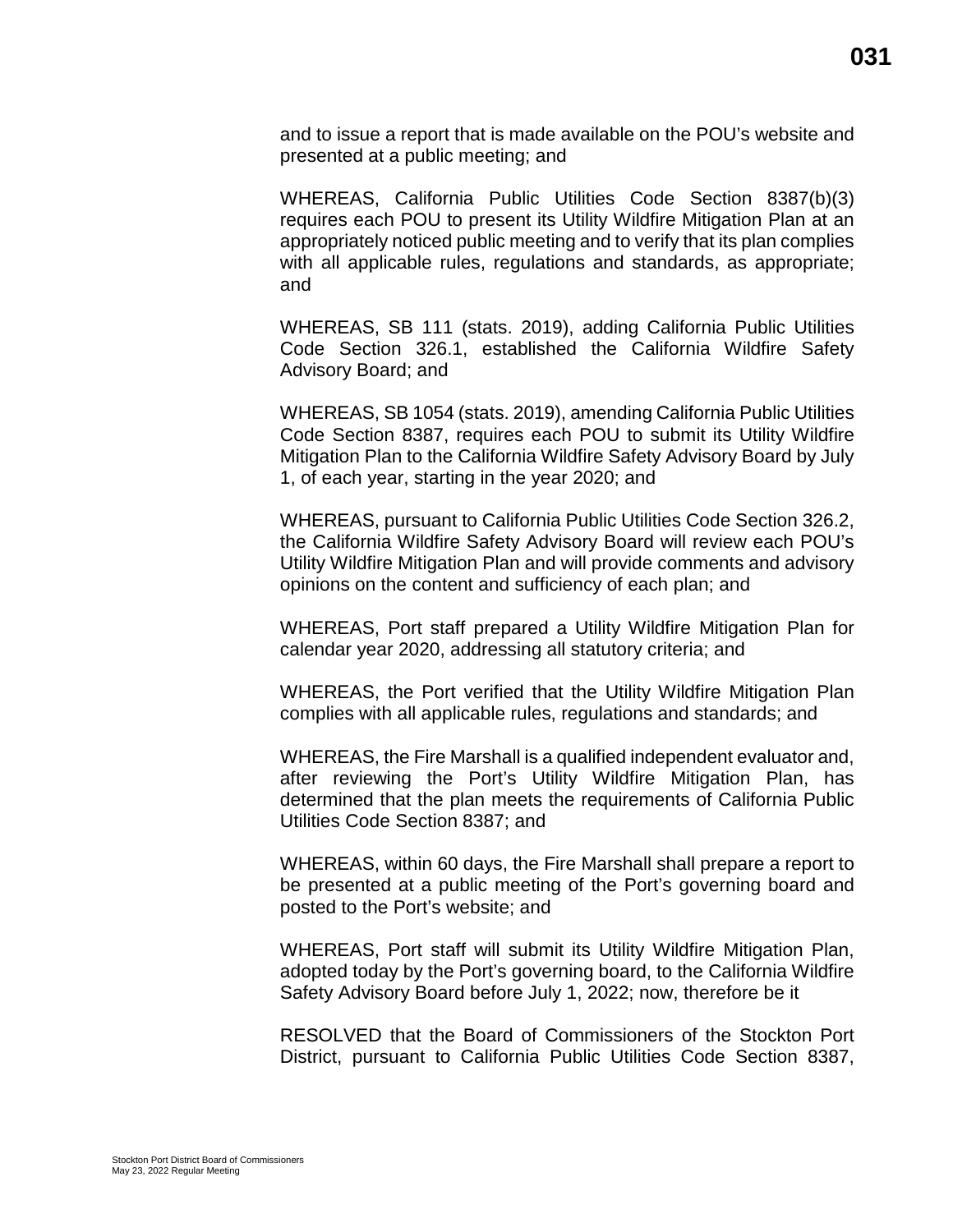and to issue a report that is made available on the POU's website and presented at a public meeting; and

WHEREAS, California Public Utilities Code Section 8387(b)(3) requires each POU to present its Utility Wildfire Mitigation Plan at an appropriately noticed public meeting and to verify that its plan complies with all applicable rules, regulations and standards, as appropriate; and

WHEREAS, SB 111 (stats. 2019), adding California Public Utilities Code Section 326.1, established the California Wildfire Safety Advisory Board; and

WHEREAS, SB 1054 (stats. 2019), amending California Public Utilities Code Section 8387, requires each POU to submit its Utility Wildfire Mitigation Plan to the California Wildfire Safety Advisory Board by July 1, of each year, starting in the year 2020; and

WHEREAS, pursuant to California Public Utilities Code Section 326.2, the California Wildfire Safety Advisory Board will review each POU's Utility Wildfire Mitigation Plan and will provide comments and advisory opinions on the content and sufficiency of each plan; and

WHEREAS, Port staff prepared a Utility Wildfire Mitigation Plan for calendar year 2020, addressing all statutory criteria; and

WHEREAS, the Port verified that the Utility Wildfire Mitigation Plan complies with all applicable rules, regulations and standards; and

WHEREAS, the Fire Marshall is a qualified independent evaluator and, after reviewing the Port's Utility Wildfire Mitigation Plan, has determined that the plan meets the requirements of California Public Utilities Code Section 8387; and

WHEREAS, within 60 days, the Fire Marshall shall prepare a report to be presented at a public meeting of the Port's governing board and posted to the Port's website; and

WHEREAS, Port staff will submit its Utility Wildfire Mitigation Plan, adopted today by the Port's governing board, to the California Wildfire Safety Advisory Board before July 1, 2022; now, therefore be it

RESOLVED that the Board of Commissioners of the Stockton Port District, pursuant to California Public Utilities Code Section 8387,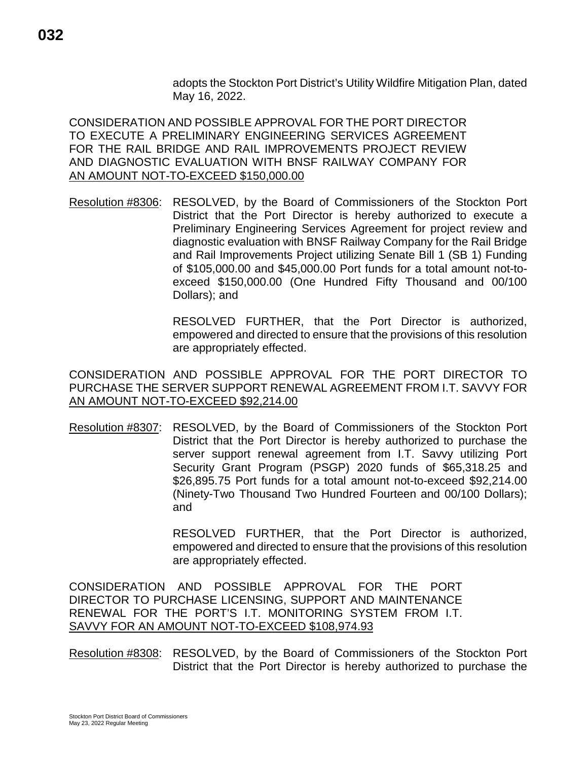adopts the Stockton Port District's Utility Wildfire Mitigation Plan, dated May 16, 2022.

CONSIDERATION AND POSSIBLE APPROVAL FOR THE PORT DIRECTOR TO EXECUTE A PRELIMINARY ENGINEERING SERVICES AGREEMENT FOR THE RAIL BRIDGE AND RAIL IMPROVEMENTS PROJECT REVIEW AND DIAGNOSTIC EVALUATION WITH BNSF RAILWAY COMPANY FOR AN AMOUNT NOT-TO-EXCEED $150,000.00

Resolution #8306: RESOLVED, by the Board of Commissioners of the Stockton Port District that the Port Director is hereby authorized to execute a Preliminary Engineering Services Agreement for project review and diagnostic evaluation with BNSF Railway Company for the Rail Bridge and Rail Improvements Project utilizing Senate Bill 1 (SB 1) Funding of $105,000.00 and $45,000.00 Port funds for a total amount not-to-exceed $150,000.00 (One Hundred Fifty Thousand and 00/100 Dollars); and

RESOLVED FURTHER, that the Port Director is authorized, empowered and directed to ensure that the provisions of this resolution are appropriately effected.

CONSIDERATION AND POSSIBLE APPROVAL FOR THE PORT DIRECTOR TO PURCHASE THE SERVER SUPPORT RENEWAL AGREEMENT FROM I.T. SAVVY FOR AN AMOUNT NOT-TO-EXCEED $92,214.00

Resolution #8307: RESOLVED, by the Board of Commissioners of the Stockton Port District that the Port Director is hereby authorized to purchase the server support renewal agreement from I.T. Savvy utilizing Port Security Grant Program (PSGP) 2020 funds of $65,318.25 and $26,895.75 Port funds for a total amount not-to-exceed $92,214.00 (Ninety-Two Thousand Two Hundred Fourteen and 00/100 Dollars); and

RESOLVED FURTHER, that the Port Director is authorized, empowered and directed to ensure that the provisions of this resolution are appropriately effected.

CONSIDERATION AND POSSIBLE APPROVAL FOR THE PORT DIRECTOR TO PURCHASE LICENSING, SUPPORT AND MAINTENANCE RENEWAL FOR THE PORT'S I.T. MONITORING SYSTEM FROM I.T. SAVVY FOR AN AMOUNT NOT-TO-EXCEED $108,974.93

Resolution #8308: RESOLVED, by the Board of Commissioners of the Stockton Port District that the Port Director is hereby authorized to purchase the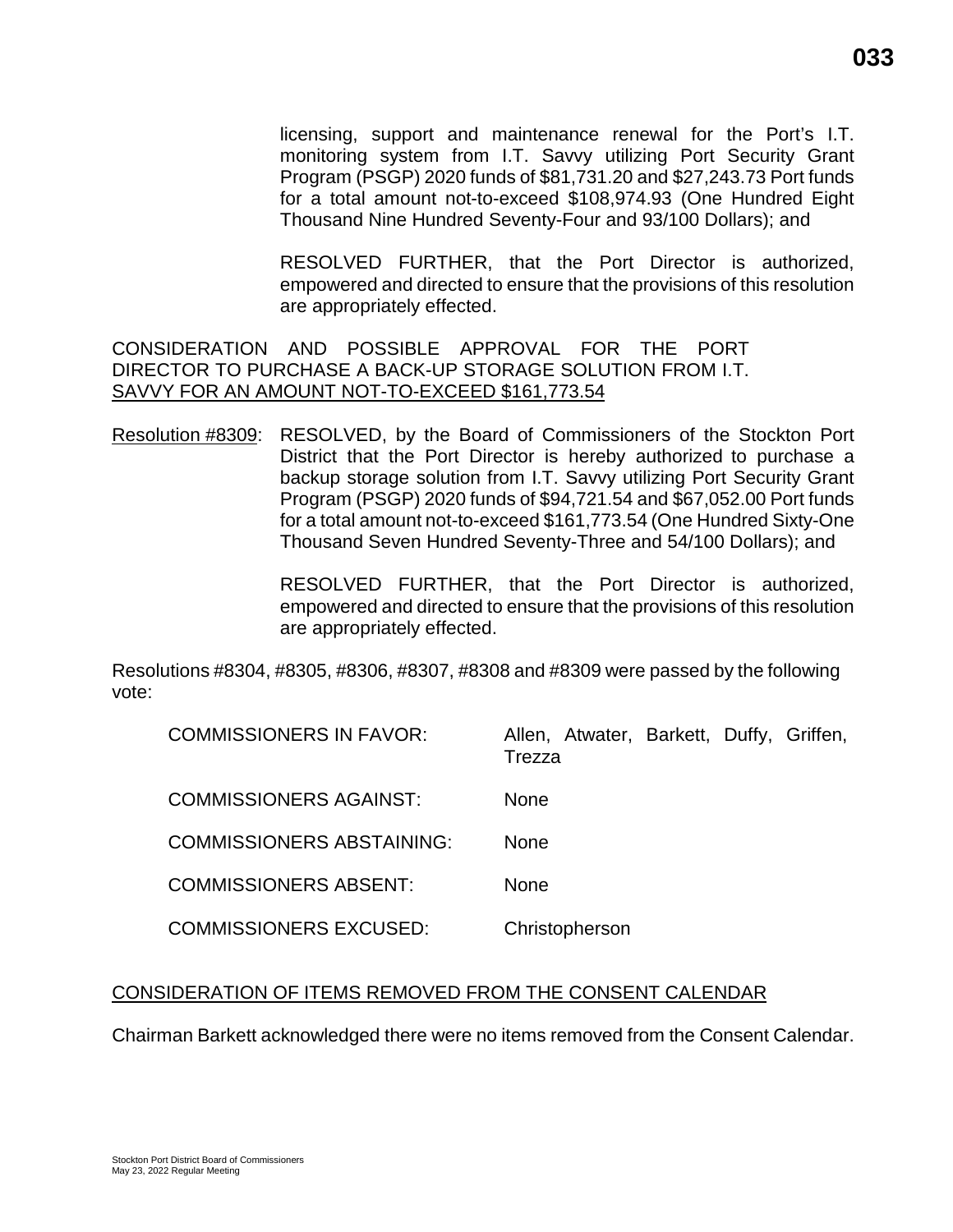licensing, support and maintenance renewal for the Port's I.T. monitoring system from I.T. Savvy utilizing Port Security Grant Program (PSGP) 2020 funds of $81,731.20 and $27,243.73 Port funds for a total amount not-to-exceed $108,974.93 (One Hundred Eight Thousand Nine Hundred Seventy-Four and 93/100 Dollars); and

RESOLVED FURTHER, that the Port Director is authorized, empowered and directed to ensure that the provisions of this resolution are appropriately effected.

CONSIDERATION AND POSSIBLE APPROVAL FOR THE PORT DIRECTOR TO PURCHASE A BACK-UP STORAGE SOLUTION FROM I.T. SAVVY FOR AN AMOUNT NOT-TO-EXCEED $161,773.54

Resolution #8309: RESOLVED, by the Board of Commissioners of the Stockton Port District that the Port Director is hereby authorized to purchase a backup storage solution from I.T. Savvy utilizing Port Security Grant Program (PSGP) 2020 funds of $94,721.54 and $67,052.00 Port funds for a total amount not-to-exceed $161,773.54 (One Hundred Sixty-One Thousand Seven Hundred Seventy-Three and 54/100 Dollars); and

RESOLVED FURTHER, that the Port Director is authorized, empowered and directed to ensure that the provisions of this resolution are appropriately effected.

Resolutions #8304, #8305, #8306, #8307, #8308 and #8309 were passed by the following vote:

| | |
|---|---|
| COMMISSIONERS IN FAVOR: | Allen, Atwater, Barkett, Duffy, Griffen, Trezza |
| COMMISSIONERS AGAINST: | None |
| COMMISSIONERS ABSTAINING: | None |
| COMMISSIONERS ABSENT: | None |
| COMMISSIONERS EXCUSED: | Christopherson |

CONSIDERATION OF ITEMS REMOVED FROM THE CONSENT CALENDAR

Chairman Barkett acknowledged there were no items removed from the Consent Calendar.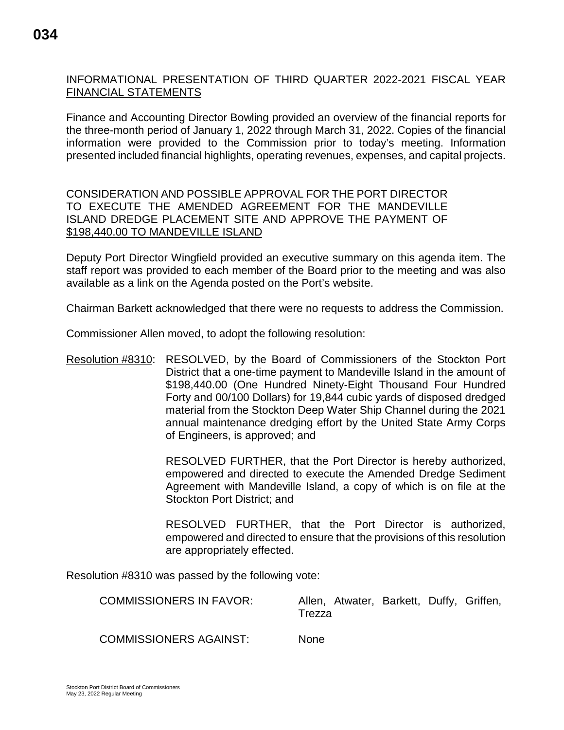INFORMATIONAL PRESENTATION OF THIRD QUARTER 2022-2021 FISCAL YEAR FINANCIAL STATEMENTS

Finance and Accounting Director Bowling provided an overview of the financial reports for the three-month period of January 1, 2022 through March 31, 2022. Copies of the financial information were provided to the Commission prior to today's meeting. Information presented included financial highlights, operating revenues, expenses, and capital projects.

CONSIDERATION AND POSSIBLE APPROVAL FOR THE PORT DIRECTOR TO EXECUTE THE AMENDED AGREEMENT FOR THE MANDEVILLE ISLAND DREDGE PLACEMENT SITE AND APPROVE THE PAYMENT OF $198,440.00 TO MANDEVILLE ISLAND

Deputy Port Director Wingfield provided an executive summary on this agenda item. The staff report was provided to each member of the Board prior to the meeting and was also available as a link on the Agenda posted on the Port's website.

Chairman Barkett acknowledged that there were no requests to address the Commission.

Commissioner Allen moved, to adopt the following resolution:

Resolution #8310: RESOLVED, by the Board of Commissioners of the Stockton Port District that a one-time payment to Mandeville Island in the amount of $198,440.00 (One Hundred Ninety-Eight Thousand Four Hundred Forty and 00/100 Dollars) for 19,844 cubic yards of disposed dredged material from the Stockton Deep Water Ship Channel during the 2021 annual maintenance dredging effort by the United State Army Corps of Engineers, is approved; and

RESOLVED FURTHER, that the Port Director is hereby authorized, empowered and directed to execute the Amended Dredge Sediment Agreement with Mandeville Island, a copy of which is on file at the Stockton Port District; and

RESOLVED FURTHER, that the Port Director is authorized, empowered and directed to ensure that the provisions of this resolution are appropriately effected.

Resolution #8310 was passed by the following vote:

COMMISSIONERS IN FAVOR: Allen, Atwater, Barkett, Duffy, Griffen, Trezza

COMMISSIONERS AGAINST: None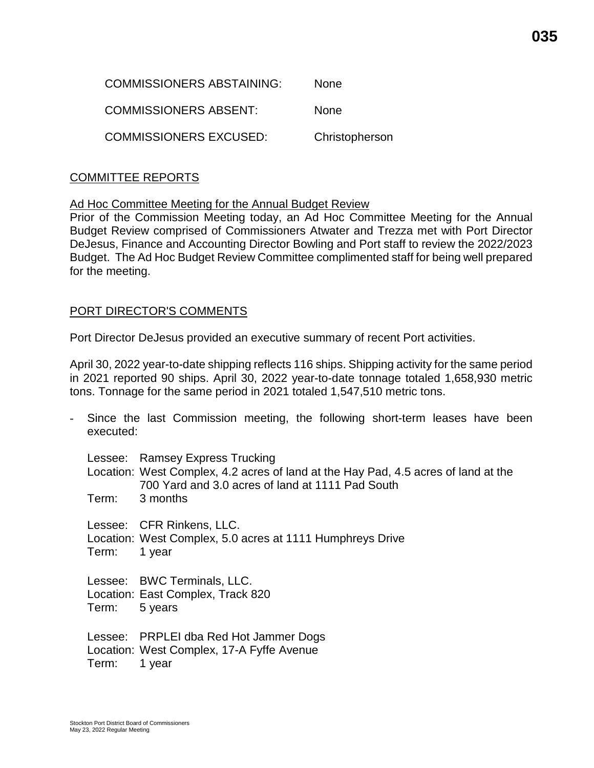COMMISSIONERS ABSTAINING: None

COMMISSIONERS ABSENT: None

COMMISSIONERS EXCUSED: Christopherson

## COMMITTEE REPORTS

### Ad Hoc Committee Meeting for the Annual Budget Review

Prior of the Commission Meeting today, an Ad Hoc Committee Meeting for the Annual Budget Review comprised of Commissioners Atwater and Trezza met with Port Director DeJesus, Finance and Accounting Director Bowling and Port staff to review the 2022/2023 Budget. The Ad Hoc Budget Review Committee complimented staff for being well prepared for the meeting.

## PORT DIRECTOR'S COMMENTS

Port Director DeJesus provided an executive summary of recent Port activities.

April 30, 2022 year-to-date shipping reflects 116 ships. Shipping activity for the same period in 2021 reported 90 ships. April 30, 2022 year-to-date tonnage totaled 1,658,930 metric tons. Tonnage for the same period in 2021 totaled 1,547,510 metric tons.

- Since the last Commission meeting, the following short-term leases have been executed:

  Lessee: Ramsey Express Trucking
  Location: West Complex, 4.2 acres of land at the Hay Pad, 4.5 acres of land at the 700 Yard and 3.0 acres of land at 1111 Pad South
  Term: 3 months

  Lessee: CFR Rinkens, LLC.
  Location: West Complex, 5.0 acres at 1111 Humphreys Drive
  Term: 1 year

  Lessee: BWC Terminals, LLC.
  Location: East Complex, Track 820
  Term: 5 years

  Lessee: PRPLEI dba Red Hot Jammer Dogs
  Location: West Complex, 17-A Fyffe Avenue
  Term: 1 year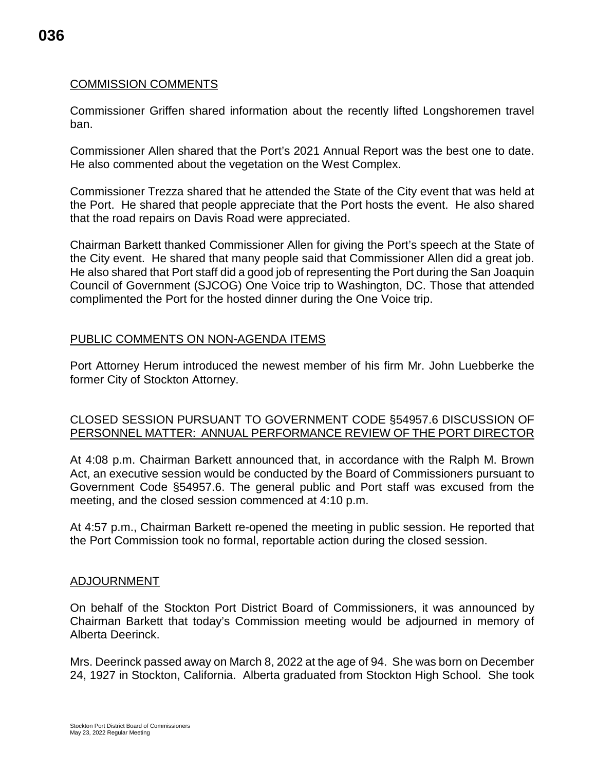## COMMISSION COMMENTS

Commissioner Griffen shared information about the recently lifted Longshoremen travel ban.

Commissioner Allen shared that the Port's 2021 Annual Report was the best one to date. He also commented about the vegetation on the West Complex.

Commissioner Trezza shared that he attended the State of the City event that was held at the Port. He shared that people appreciate that the Port hosts the event. He also shared that the road repairs on Davis Road were appreciated.

Chairman Barkett thanked Commissioner Allen for giving the Port's speech at the State of the City event. He shared that many people said that Commissioner Allen did a great job. He also shared that Port staff did a good job of representing the Port during the San Joaquin Council of Government (SJCOG) One Voice trip to Washington, DC. Those that attended complimented the Port for the hosted dinner during the One Voice trip.

## PUBLIC COMMENTS ON NON-AGENDA ITEMS

Port Attorney Herum introduced the newest member of his firm Mr. John Luebberke the former City of Stockton Attorney.

## CLOSED SESSION PURSUANT TO GOVERNMENT CODE §54957.6 DISCUSSION OF PERSONNEL MATTER: ANNUAL PERFORMANCE REVIEW OF THE PORT DIRECTOR

At 4:08 p.m. Chairman Barkett announced that, in accordance with the Ralph M. Brown Act, an executive session would be conducted by the Board of Commissioners pursuant to Government Code §54957.6. The general public and Port staff was excused from the meeting, and the closed session commenced at 4:10 p.m.

At 4:57 p.m., Chairman Barkett re-opened the meeting in public session. He reported that the Port Commission took no formal, reportable action during the closed session.

## ADJOURNMENT

On behalf of the Stockton Port District Board of Commissioners, it was announced by Chairman Barkett that today's Commission meeting would be adjourned in memory of Alberta Deerinck.

Mrs. Deerinck passed away on March 8, 2022 at the age of 94. She was born on December 24, 1927 in Stockton, California. Alberta graduated from Stockton High School. She took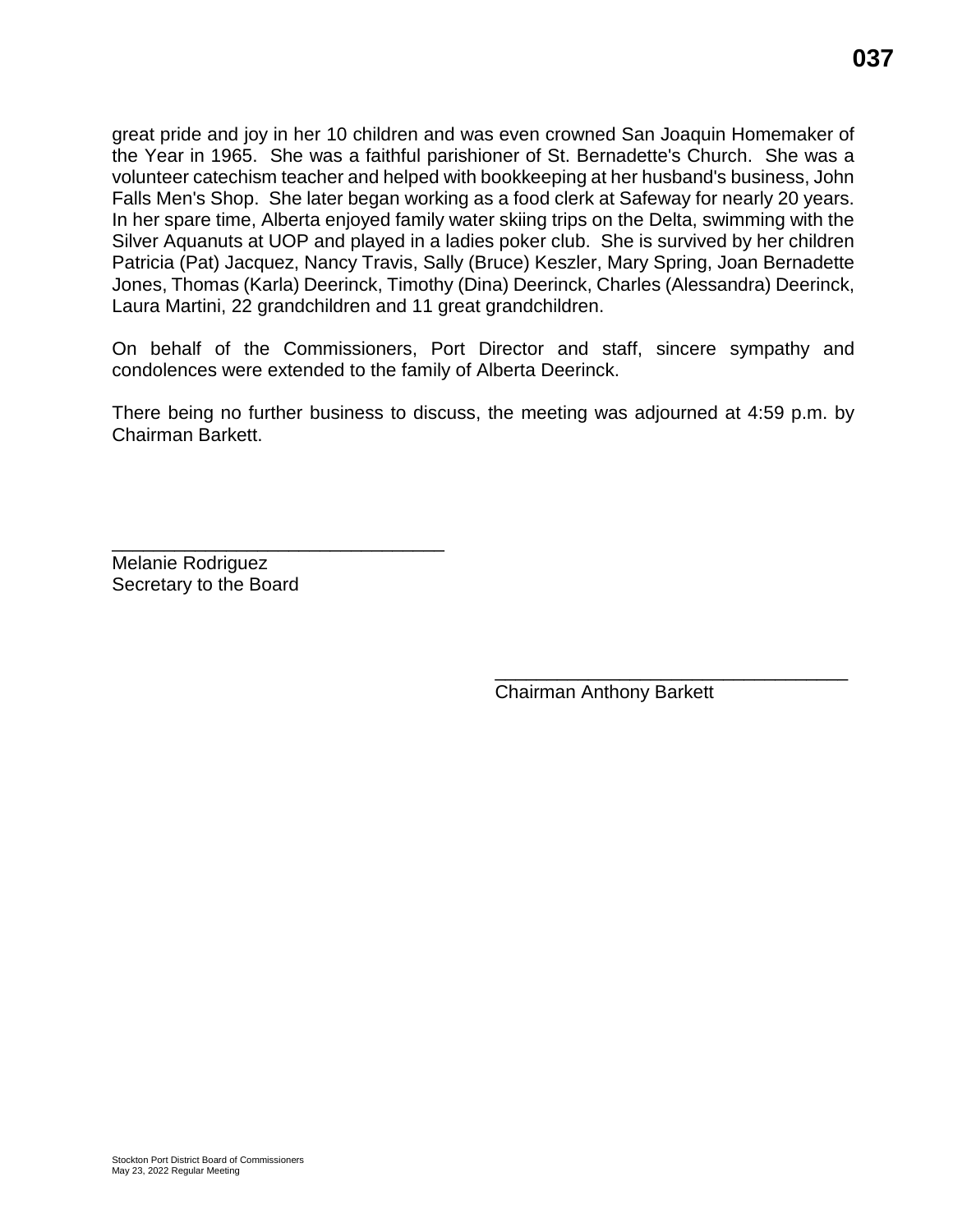great pride and joy in her 10 children and was even crowned San Joaquin Homemaker of the Year in 1965. She was a faithful parishioner of St. Bernadette's Church. She was a volunteer catechism teacher and helped with bookkeeping at her husband's business, John Falls Men's Shop. She later began working as a food clerk at Safeway for nearly 20 years. In her spare time, Alberta enjoyed family water skiing trips on the Delta, swimming with the Silver Aquanuts at UOP and played in a ladies poker club. She is survived by her children Patricia (Pat) Jacquez, Nancy Travis, Sally (Bruce) Keszler, Mary Spring, Joan Bernadette Jones, Thomas (Karla) Deerinck, Timothy (Dina) Deerinck, Charles (Alessandra) Deerinck, Laura Martini, 22 grandchildren and 11 great grandchildren.

On behalf of the Commissioners, Port Director and staff, sincere sympathy and condolences were extended to the family of Alberta Deerinck.

There being no further business to discuss, the meeting was adjourned at 4:59 p.m. by Chairman Barkett.

_________________________________
Melanie Rodriguez
Secretary to the Board

_________________________________
Chairman Anthony Barkett